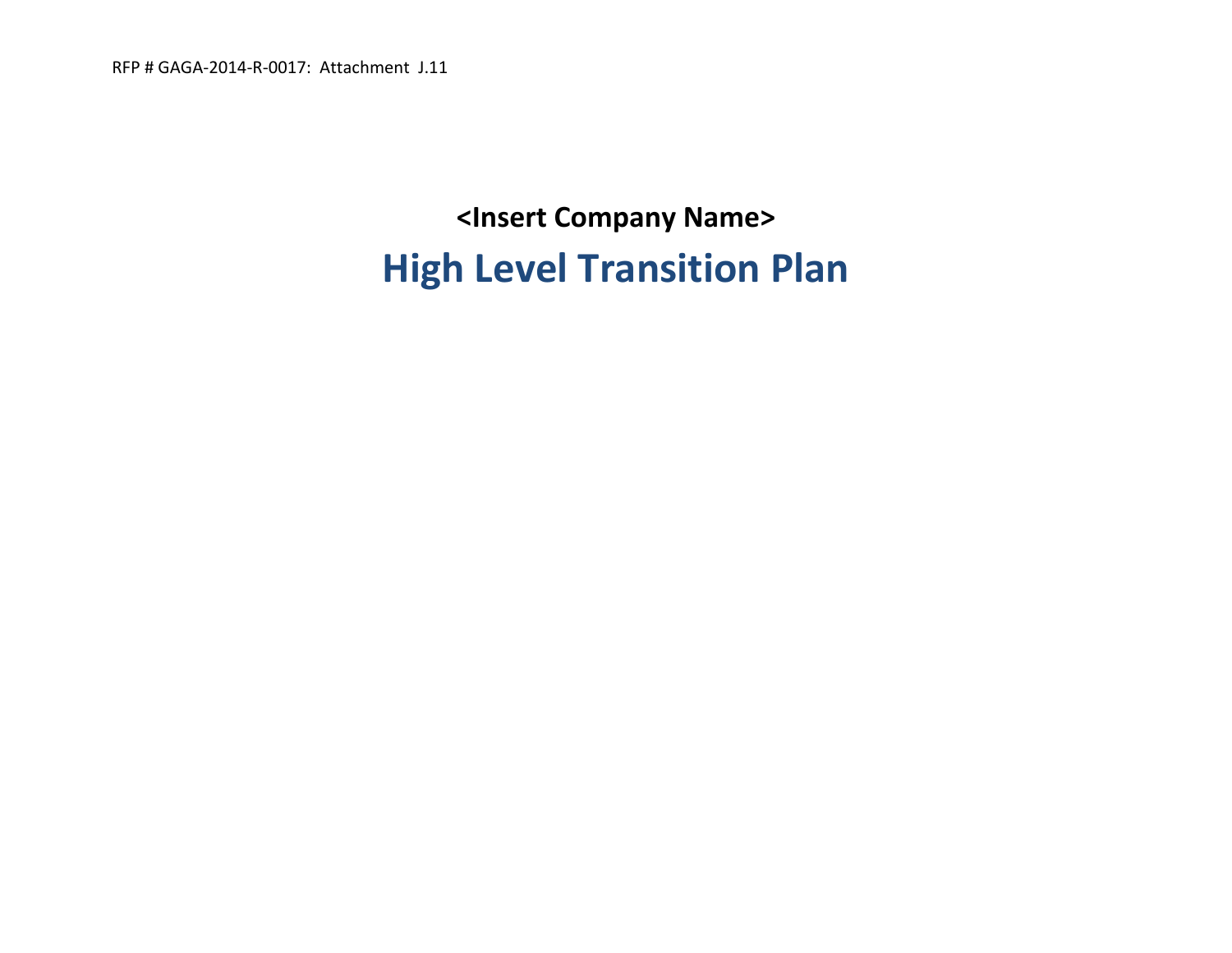RFP # GAGA-2014-R-0017: Attachment J.11

**<Insert Company Name>**

# High Level Transition Plan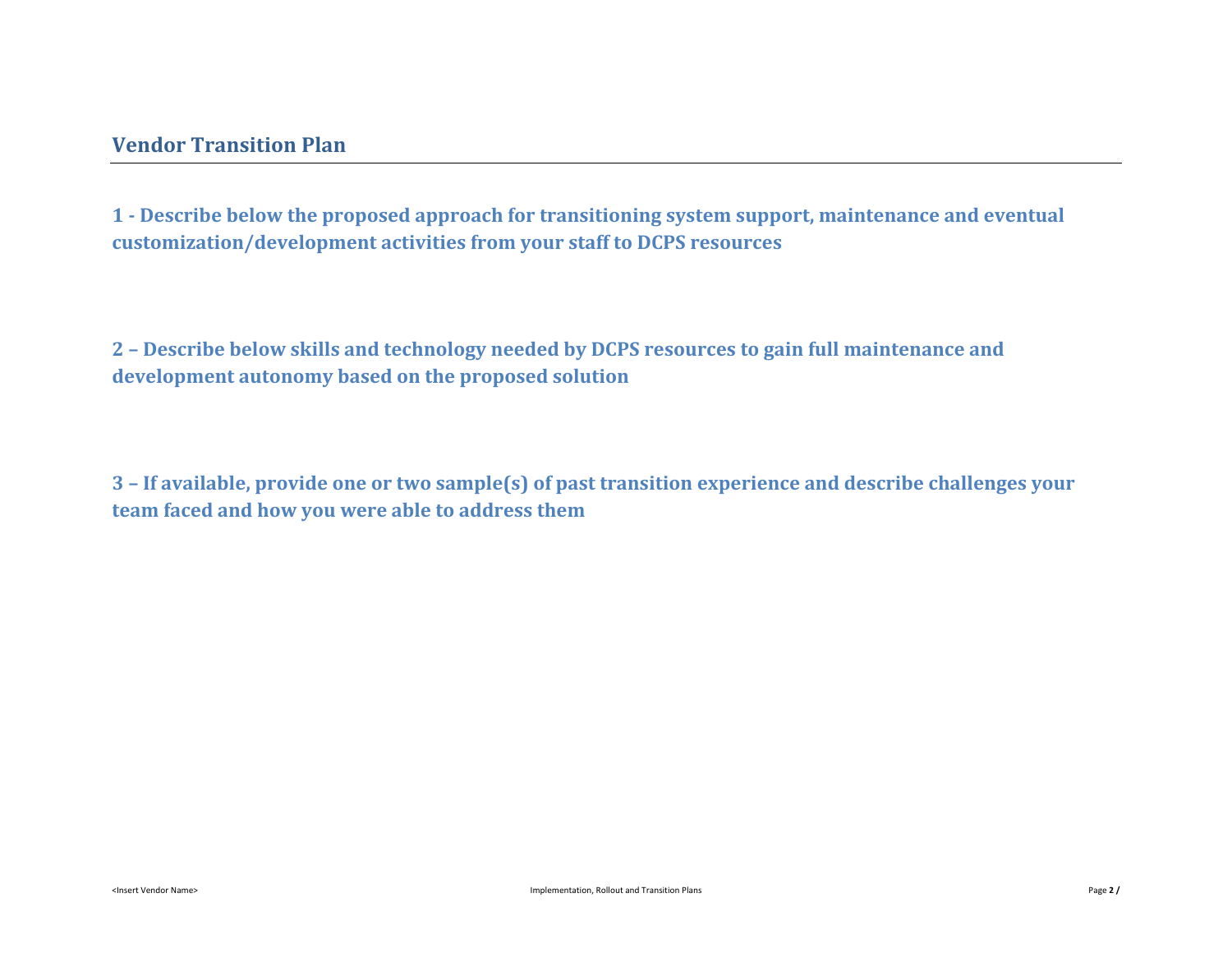## Vendor Transition Plan

### 1 - Describe below the proposed approach for transitioning system support, maintenance and eventual customization/development activities from your staff to DCPS resources

### 2 – Describe below skills and technology needed by DCPS resources to gain full maintenance and development autonomy based on the proposed solution

### 3 – If available, provide one or two sample(s) of past transition experience and describe challenges your team faced and how you were able to address them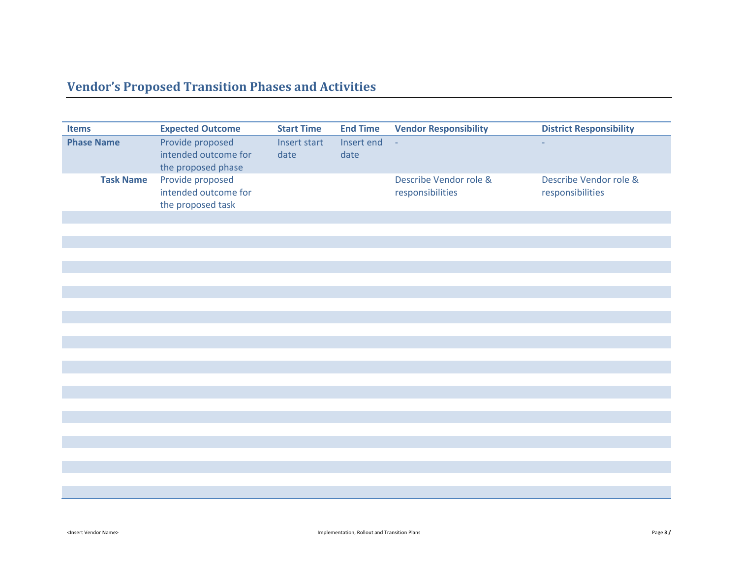## Vendor's Proposed Transition Phases and Activities

| Items | Expected Outcome | Start Time | End Time | Vendor Responsibility | District Responsibility |
|---|---|---|---|---|---|
| **Phase Name** | Provide proposed intended outcome for the proposed phase | Insert start date | Insert end date | - | - |
| **Task Name** | Provide proposed intended outcome for the proposed task | | | Describe Vendor role & responsibilities | Describe Vendor role & responsibilities |
| | | | | | |
| | | | | | |
| | | | | | |
| | | | | | |
| | | | | | |
| | | | | | |
| | | | | | |
| | | | | | |
| | | | | | |
| | | | | | |
| | | | | | |
| | | | | | |
| | | | | | |
| | | | | | |
| | | | | | |
| | | | | | |
| | | | | | |
| | | | | | |
| | | | | | |
| | | | | | |
| | | | | | |
| | | | | | |
| | | | | | |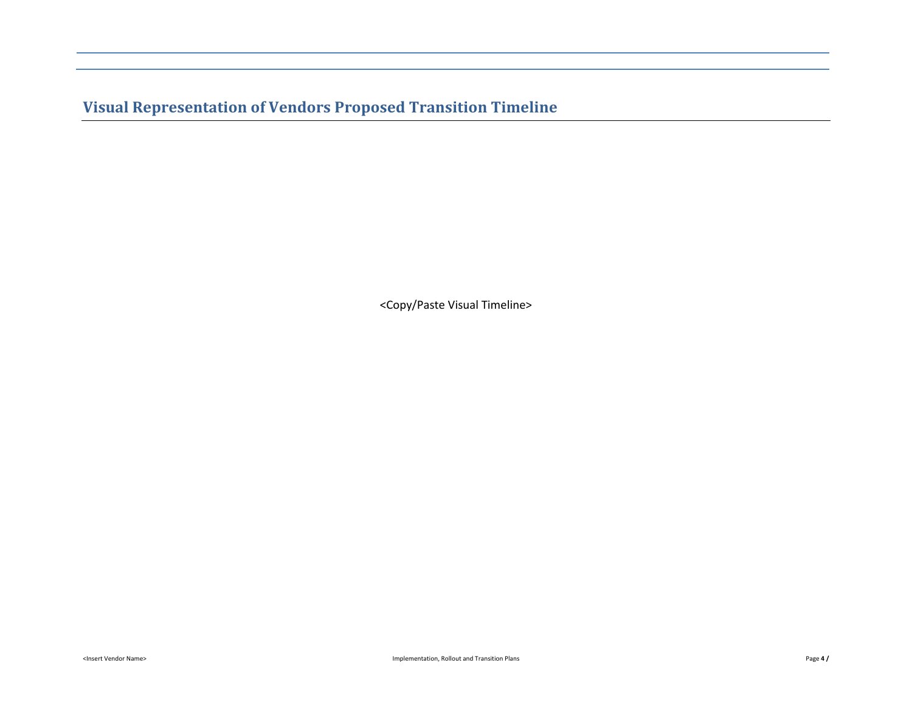## Visual Representation of Vendors Proposed Transition Timeline

<Copy/Paste Visual Timeline>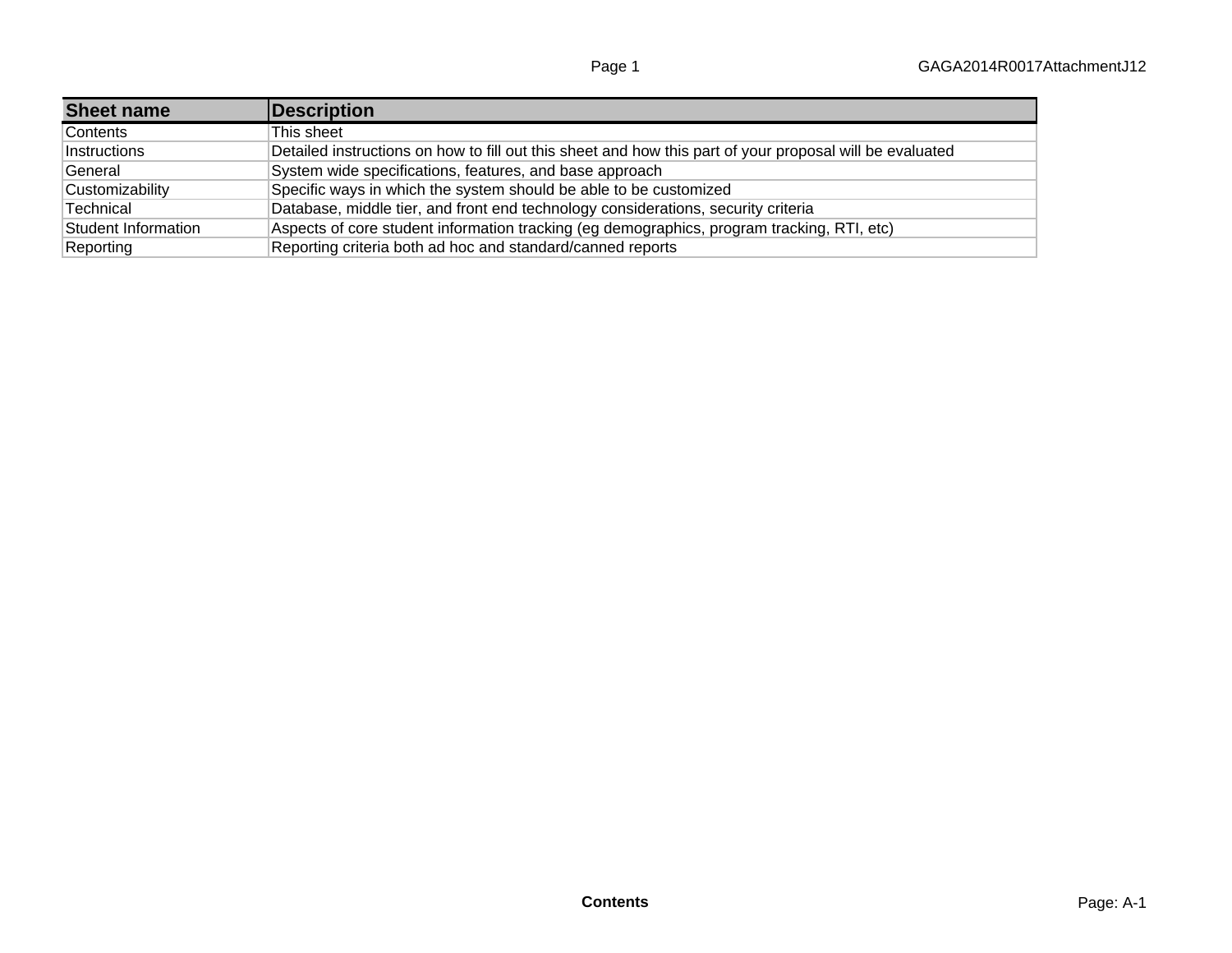| Sheet name | Description |
| --- | --- |
| Contents | This sheet |
| Instructions | Detailed instructions on how to fill out this sheet and how this part of your proposal will be evaluated |
| General | System wide specifications, features, and base approach |
| Customizability | Specific ways in which the system should be able to be customized |
| Technical | Database, middle tier, and front end technology considerations, security criteria |
| Student Information | Aspects of core student information tracking (eg demographics, program tracking, RTI, etc) |
| Reporting | Reporting criteria both ad hoc and standard/canned reports |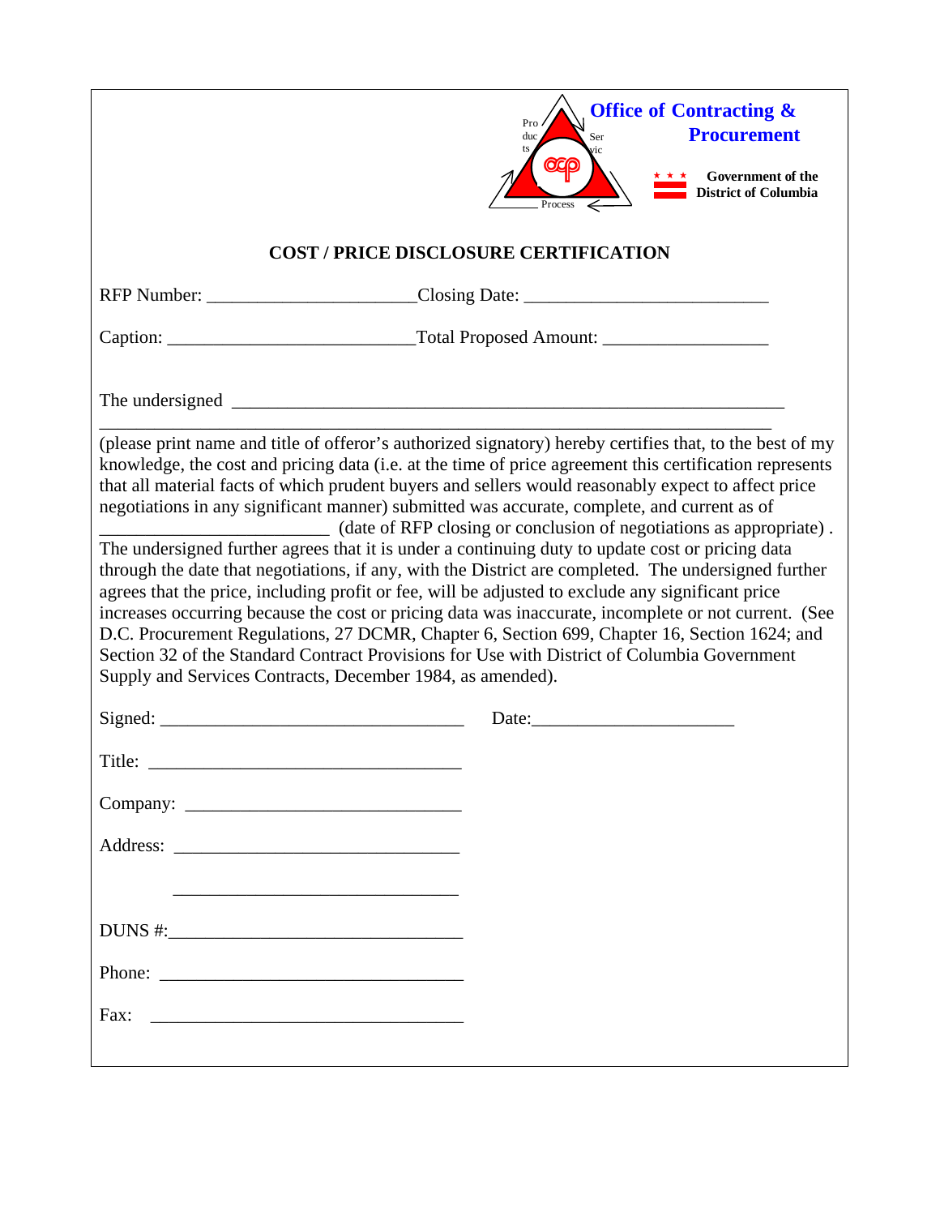Office of Contracting & Procurement

Government of the District of Columbia

## COST / PRICE DISCLOSURE CERTIFICATION

RFP Number: ______________________Closing Date: __________________________

Caption: __________________________Total Proposed Amount: _________________

The undersigned ___________________________________________________________
_______________________________________________________________________
(please print name and title of offeror's authorized signatory) hereby certifies that, to the best of my knowledge, the cost and pricing data (i.e. at the time of price agreement this certification represents that all material facts of which prudent buyers and sellers would reasonably expect to affect price negotiations in any significant manner) submitted was accurate, complete, and current as of ________________________ (date of RFP closing or conclusion of negotiations as appropriate) . The undersigned further agrees that it is under a continuing duty to update cost or pricing data through the date that negotiations, if any, with the District are completed. The undersigned further agrees that the price, including profit or fee, will be adjusted to exclude any significant price increases occurring because the cost or pricing data was inaccurate, incomplete or not current. (See D.C. Procurement Regulations, 27 DCMR, Chapter 6, Section 699, Chapter 16, Section 1624; and Section 32 of the Standard Contract Provisions for Use with District of Columbia Government Supply and Services Contracts, December 1984, as amended).

Signed: ________________________________ Date:_____________________

Title: _________________________________

Company: ______________________________

Address: ______________________________

_______________________________

DUNS #:_______________________________

Phone: ________________________________

Fax: _________________________________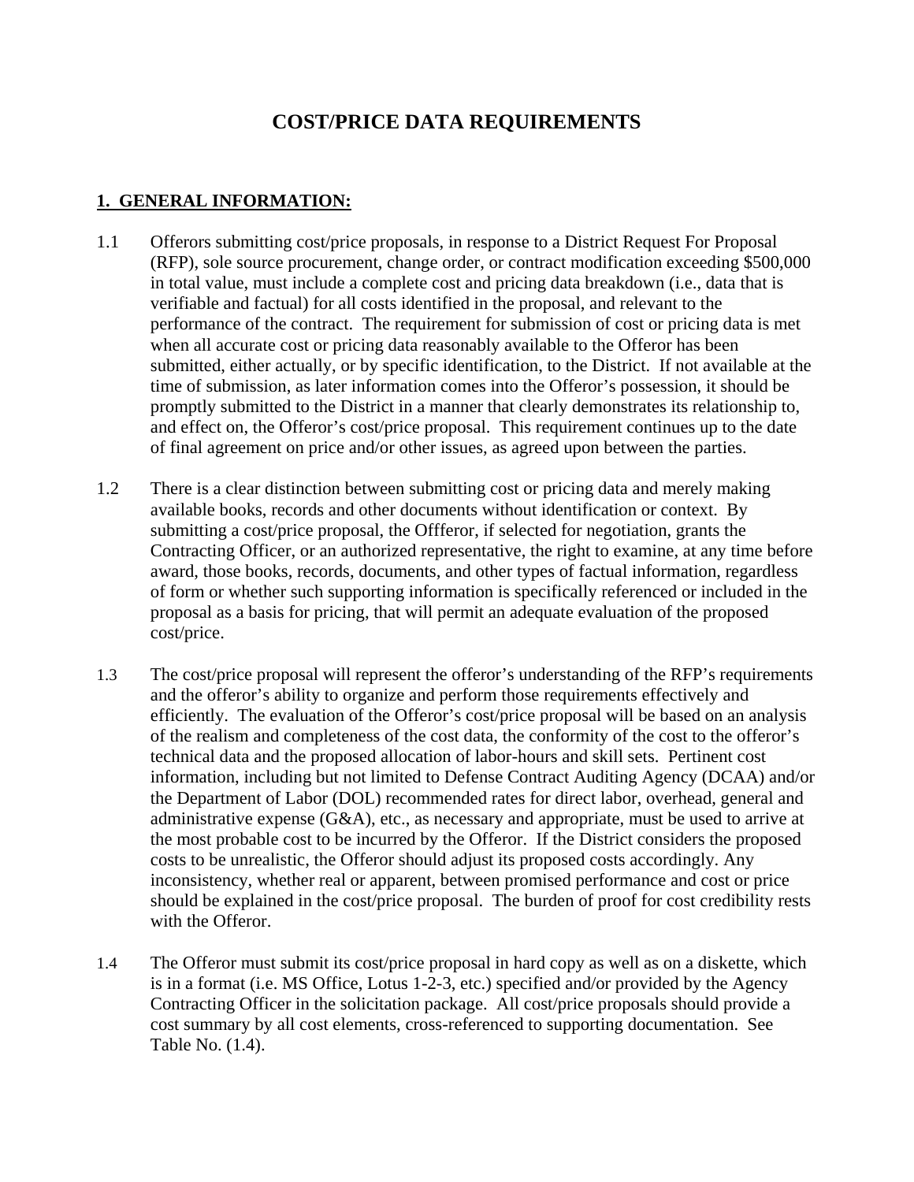# COST/PRICE DATA REQUIREMENTS

## 1. GENERAL INFORMATION:

1.1 Offerors submitting cost/price proposals, in response to a District Request For Proposal (RFP), sole source procurement, change order, or contract modification exceeding $500,000 in total value, must include a complete cost and pricing data breakdown (i.e., data that is verifiable and factual) for all costs identified in the proposal, and relevant to the performance of the contract. The requirement for submission of cost or pricing data is met when all accurate cost or pricing data reasonably available to the Offeror has been submitted, either actually, or by specific identification, to the District. If not available at the time of submission, as later information comes into the Offeror's possession, it should be promptly submitted to the District in a manner that clearly demonstrates its relationship to, and effect on, the Offeror's cost/price proposal. This requirement continues up to the date of final agreement on price and/or other issues, as agreed upon between the parties.

1.2 There is a clear distinction between submitting cost or pricing data and merely making available books, records and other documents without identification or context. By submitting a cost/price proposal, the Offferor, if selected for negotiation, grants the Contracting Officer, or an authorized representative, the right to examine, at any time before award, those books, records, documents, and other types of factual information, regardless of form or whether such supporting information is specifically referenced or included in the proposal as a basis for pricing, that will permit an adequate evaluation of the proposed cost/price.

1.3 The cost/price proposal will represent the offeror's understanding of the RFP's requirements and the offeror's ability to organize and perform those requirements effectively and efficiently. The evaluation of the Offeror's cost/price proposal will be based on an analysis of the realism and completeness of the cost data, the conformity of the cost to the offeror's technical data and the proposed allocation of labor-hours and skill sets. Pertinent cost information, including but not limited to Defense Contract Auditing Agency (DCAA) and/or the Department of Labor (DOL) recommended rates for direct labor, overhead, general and administrative expense (G&A), etc., as necessary and appropriate, must be used to arrive at the most probable cost to be incurred by the Offeror. If the District considers the proposed costs to be unrealistic, the Offeror should adjust its proposed costs accordingly. Any inconsistency, whether real or apparent, between promised performance and cost or price should be explained in the cost/price proposal. The burden of proof for cost credibility rests with the Offeror.

1.4 The Offeror must submit its cost/price proposal in hard copy as well as on a diskette, which is in a format (i.e. MS Office, Lotus 1-2-3, etc.) specified and/or provided by the Agency Contracting Officer in the solicitation package. All cost/price proposals should provide a cost summary by all cost elements, cross-referenced to supporting documentation. See Table No. (1.4).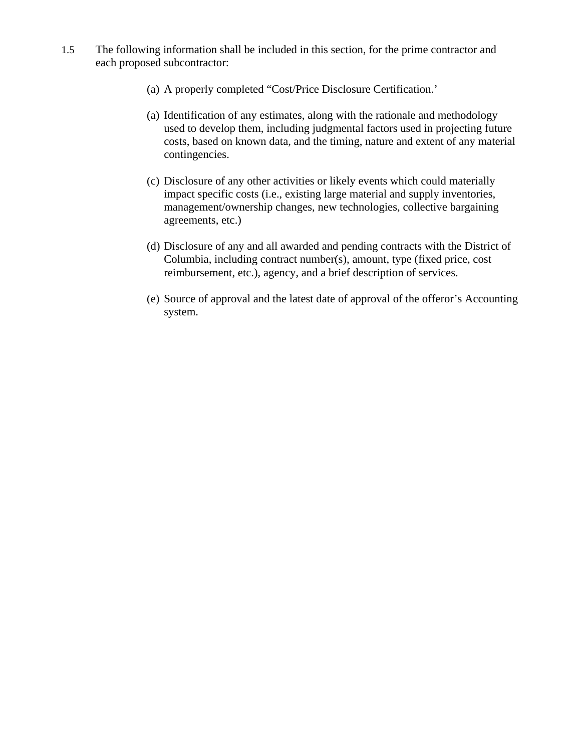1.5 The following information shall be included in this section, for the prime contractor and each proposed subcontractor:

(a) A properly completed “Cost/Price Disclosure Certification.’

(a) Identification of any estimates, along with the rationale and methodology used to develop them, including judgmental factors used in projecting future costs, based on known data, and the timing, nature and extent of any material contingencies.

(c) Disclosure of any other activities or likely events which could materially impact specific costs (i.e., existing large material and supply inventories, management/ownership changes, new technologies, collective bargaining agreements, etc.)

(d) Disclosure of any and all awarded and pending contracts with the District of Columbia, including contract number(s), amount, type (fixed price, cost reimbursement, etc.), agency, and a brief description of services.

(e) Source of approval and the latest date of approval of the offeror’s Accounting system.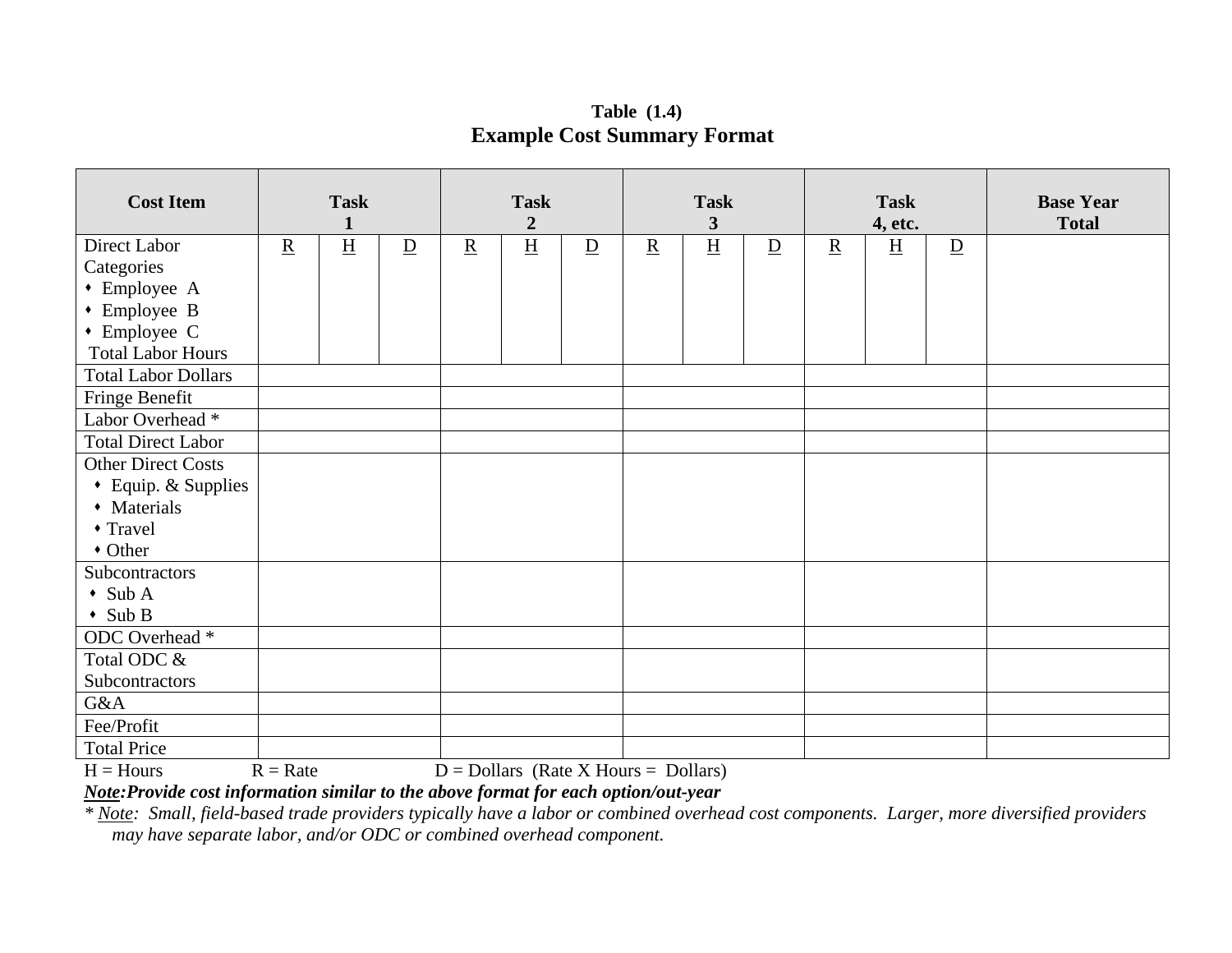**Table (1.4)**

## Example Cost Summary Format

| Cost Item | Task 1 | | | Task 2 | | | Task 3 | | | Task 4, etc. | | | Base Year Total |
|---|---|---|---|---|---|---|---|---|---|---|---|---|---|
| Direct Labor Categories<br>• Employee A<br>• Employee B<br>• Employee C<br>Total Labor Hours | R | H | D | R | H | D | R | H | D | R | H | D | |
| Total Labor Dollars | | | | | | | | | | | | | |
| Fringe Benefit | | | | | | | | | | | | | |
| Labor Overhead * | | | | | | | | | | | | | |
| Total Direct Labor | | | | | | | | | | | | | |
| Other Direct Costs<br>• Equip. & Supplies<br>• Materials<br>• Travel<br>• Other | | | | | | | | | | | | | |
| Subcontractors<br>• Sub A<br>• Sub B | | | | | | | | | | | | | |
| ODC Overhead * | | | | | | | | | | | | | |
| Total ODC & Subcontractors | | | | | | | | | | | | | |
| G&A | | | | | | | | | | | | | |
| Fee/Profit | | | | | | | | | | | | | |
| Total Price | | | | | | | | | | | | | |

H = Hours R = Rate D = Dollars (Rate X Hours = Dollars)

***Note*:Provide cost information similar to the above format for each option/out-year**

*\* Note: Small, field-based trade providers typically have a labor or combined overhead cost components. Larger, more diversified providers may have separate labor, and/or ODC or combined overhead component.*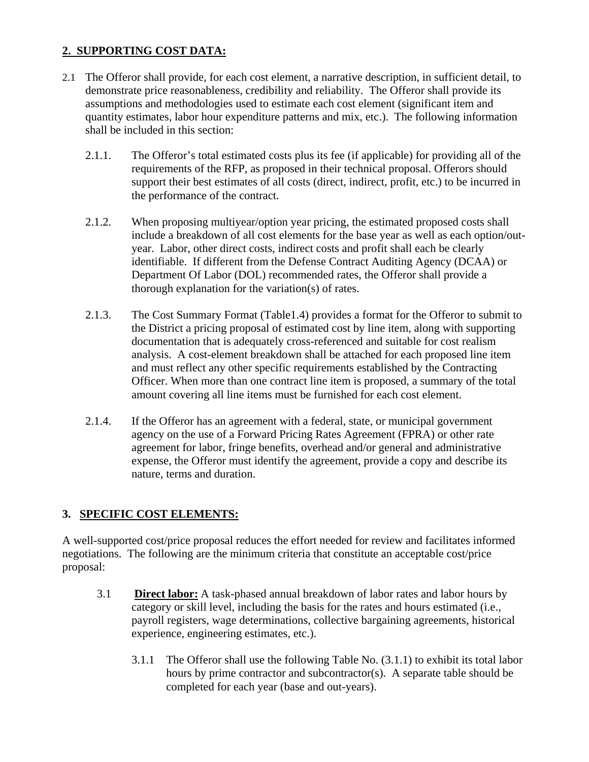## 2. SUPPORTING COST DATA:

2.1 The Offeror shall provide, for each cost element, a narrative description, in sufficient detail, to demonstrate price reasonableness, credibility and reliability. The Offeror shall provide its assumptions and methodologies used to estimate each cost element (significant item and quantity estimates, labor hour expenditure patterns and mix, etc.). The following information shall be included in this section:

2.1.1. The Offeror's total estimated costs plus its fee (if applicable) for providing all of the requirements of the RFP, as proposed in their technical proposal. Offerors should support their best estimates of all costs (direct, indirect, profit, etc.) to be incurred in the performance of the contract.

2.1.2. When proposing multiyear/option year pricing, the estimated proposed costs shall include a breakdown of all cost elements for the base year as well as each option/out-year. Labor, other direct costs, indirect costs and profit shall each be clearly identifiable. If different from the Defense Contract Auditing Agency (DCAA) or Department Of Labor (DOL) recommended rates, the Offeror shall provide a thorough explanation for the variation(s) of rates.

2.1.3. The Cost Summary Format (Table1.4) provides a format for the Offeror to submit to the District a pricing proposal of estimated cost by line item, along with supporting documentation that is adequately cross-referenced and suitable for cost realism analysis. A cost-element breakdown shall be attached for each proposed line item and must reflect any other specific requirements established by the Contracting Officer. When more than one contract line item is proposed, a summary of the total amount covering all line items must be furnished for each cost element.

2.1.4. If the Offeror has an agreement with a federal, state, or municipal government agency on the use of a Forward Pricing Rates Agreement (FPRA) or other rate agreement for labor, fringe benefits, overhead and/or general and administrative expense, the Offeror must identify the agreement, provide a copy and describe its nature, terms and duration.

## 3. SPECIFIC COST ELEMENTS:

A well-supported cost/price proposal reduces the effort needed for review and facilitates informed negotiations. The following are the minimum criteria that constitute an acceptable cost/price proposal:

3.1 **Direct labor:** A task-phased annual breakdown of labor rates and labor hours by category or skill level, including the basis for the rates and hours estimated (i.e., payroll registers, wage determinations, collective bargaining agreements, historical experience, engineering estimates, etc.).

3.1.1 The Offeror shall use the following Table No. (3.1.1) to exhibit its total labor hours by prime contractor and subcontractor(s). A separate table should be completed for each year (base and out-years).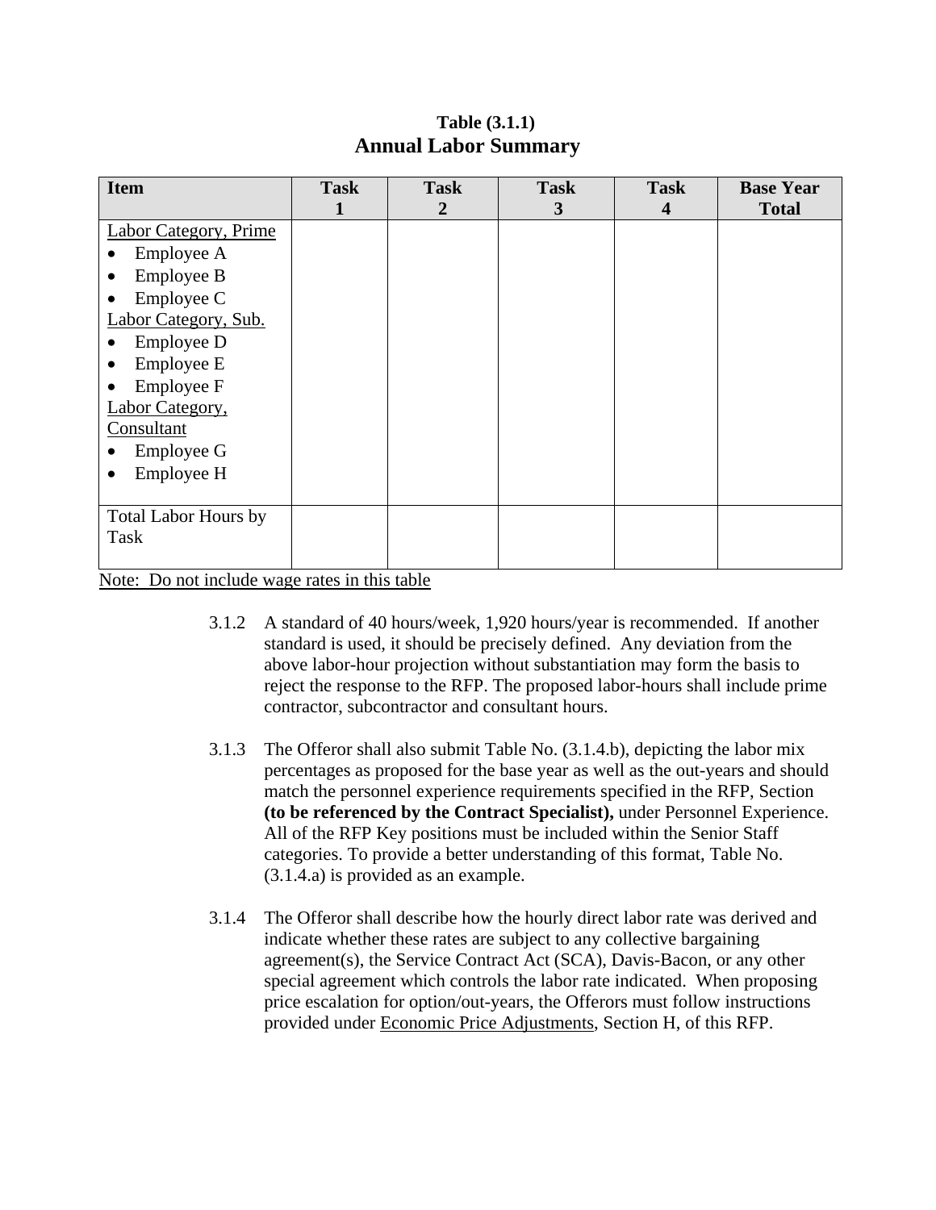**Table (3.1.1)**
**Annual Labor Summary**

| Item | Task 1 | Task 2 | Task 3 | Task 4 | Base Year Total |
|---|---|---|---|---|---|
| Labor Category, Prime | | | | | |
| • Employee A | | | | | |
| • Employee B | | | | | |
| • Employee C | | | | | |
| Labor Category, Sub. | | | | | |
| • Employee D | | | | | |
| • Employee E | | | | | |
| • Employee F | | | | | |
| Labor Category, Consultant | | | | | |
| • Employee G | | | | | |
| • Employee H | | | | | |
| Total Labor Hours by Task | | | | | |

Note: Do not include wage rates in this table

3.1.2 A standard of 40 hours/week, 1,920 hours/year is recommended. If another standard is used, it should be precisely defined. Any deviation from the above labor-hour projection without substantiation may form the basis to reject the response to the RFP. The proposed labor-hours shall include prime contractor, subcontractor and consultant hours.

3.1.3 The Offeror shall also submit Table No. (3.1.4.b), depicting the labor mix percentages as proposed for the base year as well as the out-years and should match the personnel experience requirements specified in the RFP, Section **(to be referenced by the Contract Specialist),** under Personnel Experience. All of the RFP Key positions must be included within the Senior Staff categories. To provide a better understanding of this format, Table No. (3.1.4.a) is provided as an example.

3.1.4 The Offeror shall describe how the hourly direct labor rate was derived and indicate whether these rates are subject to any collective bargaining agreement(s), the Service Contract Act (SCA), Davis-Bacon, or any other special agreement which controls the labor rate indicated. When proposing price escalation for option/out-years, the Offerors must follow instructions provided under Economic Price Adjustments, Section H, of this RFP.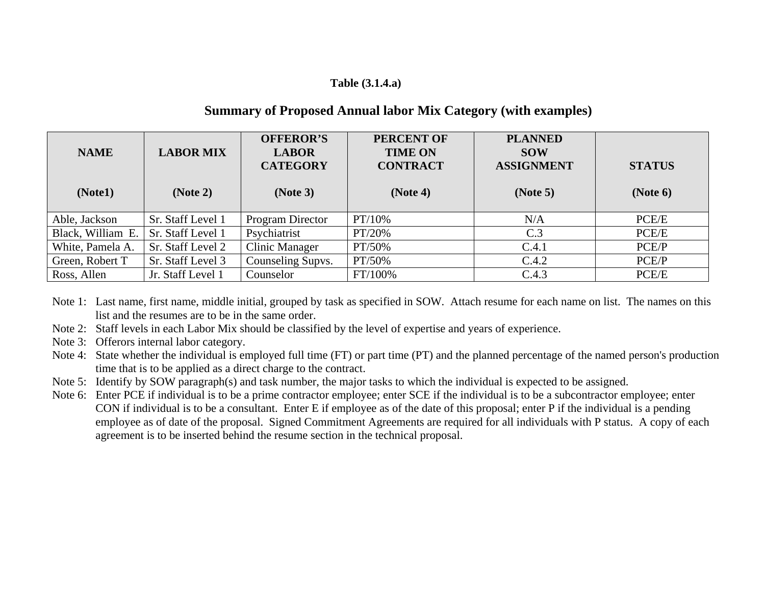**Table (3.1.4.a)**

## Summary of Proposed Annual labor Mix Category (with examples)

| NAME (Note1) | LABOR MIX (Note 2) | OFFEROR'S LABOR CATEGORY (Note 3) | PERCENT OF TIME ON CONTRACT (Note 4) | PLANNED SOW ASSIGNMENT (Note 5) | STATUS (Note 6) |
|---|---|---|---|---|---|
| Able, Jackson | Sr. Staff Level 1 | Program Director | PT/10% | N/A | PCE/E |
| Black, William E. | Sr. Staff Level 1 | Psychiatrist | PT/20% | C.3 | PCE/E |
| White, Pamela A. | Sr. Staff Level 2 | Clinic Manager | PT/50% | C.4.1 | PCE/P |
| Green, Robert T | Sr. Staff Level 3 | Counseling Supvs. | PT/50% | C.4.2 | PCE/P |
| Ross, Allen | Jr. Staff Level 1 | Counselor | FT/100% | C.4.3 | PCE/E |

Note 1: Last name, first name, middle initial, grouped by task as specified in SOW. Attach resume for each name on list. The names on this list and the resumes are to be in the same order.

Note 2: Staff levels in each Labor Mix should be classified by the level of expertise and years of experience.

Note 3: Offerors internal labor category.

Note 4: State whether the individual is employed full time (FT) or part time (PT) and the planned percentage of the named person's production time that is to be applied as a direct charge to the contract.

Note 5: Identify by SOW paragraph(s) and task number, the major tasks to which the individual is expected to be assigned.

Note 6: Enter PCE if individual is to be a prime contractor employee; enter SCE if the individual is to be a subcontractor employee; enter CON if individual is to be a consultant. Enter E if employee as of the date of this proposal; enter P if the individual is a pending employee as of date of the proposal. Signed Commitment Agreements are required for all individuals with P status. A copy of each agreement is to be inserted behind the resume section in the technical proposal.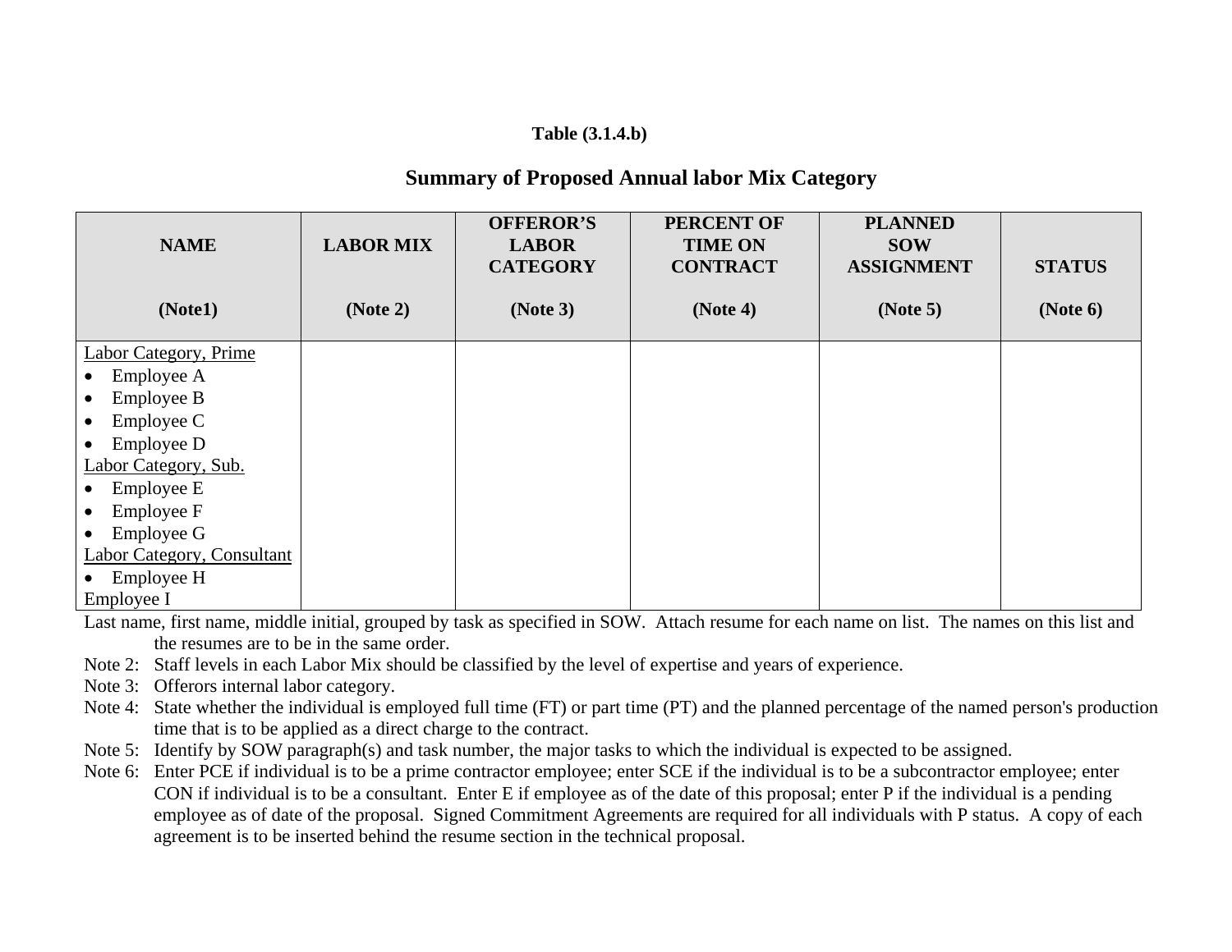**Table (3.1.4.b)**

## Summary of Proposed Annual labor Mix Category

| NAME (Note1) | LABOR MIX (Note 2) | OFFEROR'S LABOR CATEGORY (Note 3) | PERCENT OF TIME ON CONTRACT (Note 4) | PLANNED SOW ASSIGNMENT (Note 5) | STATUS (Note 6) |
|---|---|---|---|---|---|
| <u>Labor Category, Prime</u><br>• Employee A<br>• Employee B<br>• Employee C<br>• Employee D<br><u>Labor Category, Sub.</u><br>• Employee E<br>• Employee F<br>• Employee G<br><u>Labor Category, Consultant</u><br>• Employee H<br>Employee I | | | | | |

Last name, first name, middle initial, grouped by task as specified in SOW. Attach resume for each name on list. The names on this list and the resumes are to be in the same order.

Note 2: Staff levels in each Labor Mix should be classified by the level of expertise and years of experience.

Note 3: Offerors internal labor category.

Note 4: State whether the individual is employed full time (FT) or part time (PT) and the planned percentage of the named person's production time that is to be applied as a direct charge to the contract.

Note 5: Identify by SOW paragraph(s) and task number, the major tasks to which the individual is expected to be assigned.

Note 6: Enter PCE if individual is to be a prime contractor employee; enter SCE if the individual is to be a subcontractor employee; enter CON if individual is to be a consultant. Enter E if employee as of the date of this proposal; enter P if the individual is a pending employee as of date of the proposal. Signed Commitment Agreements are required for all individuals with P status. A copy of each agreement is to be inserted behind the resume section in the technical proposal.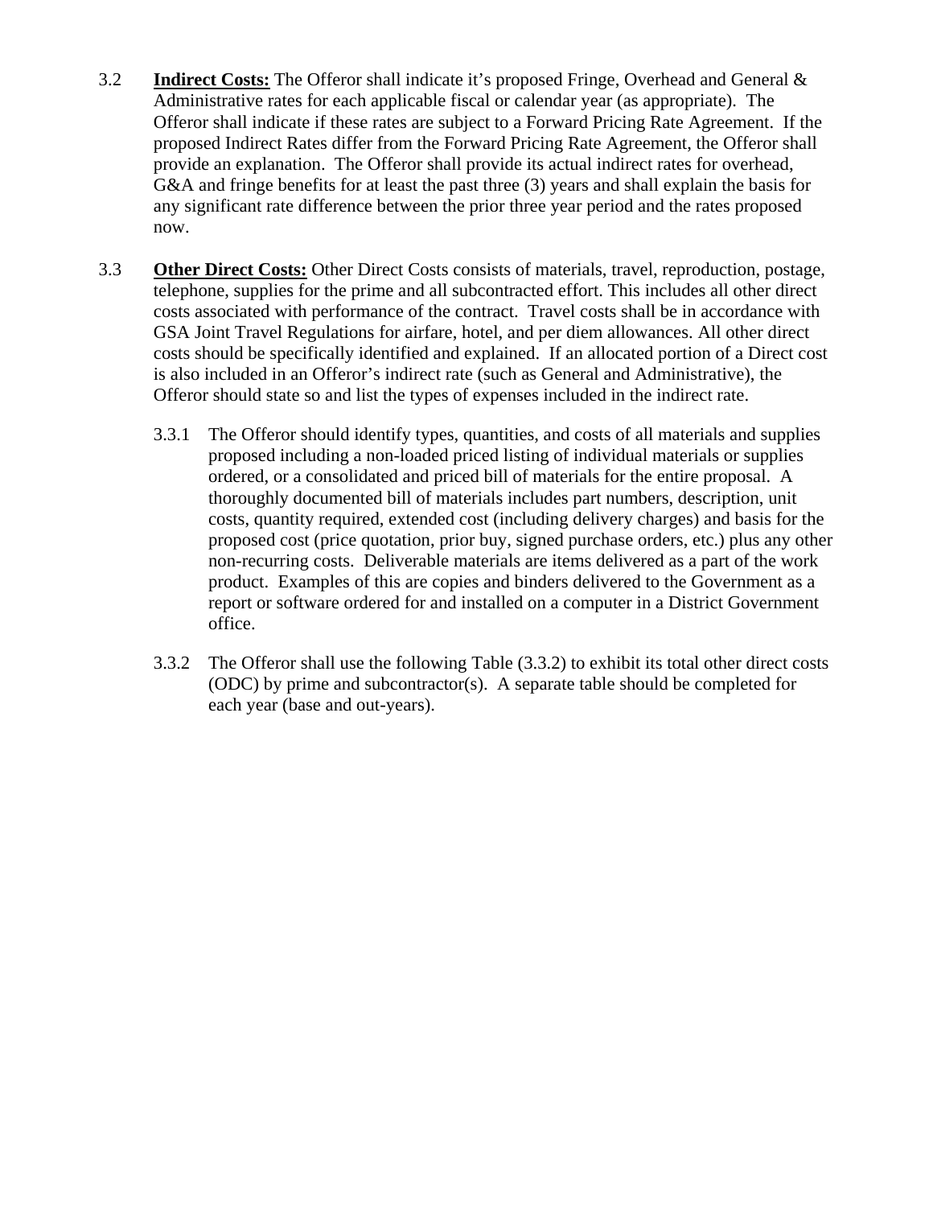3.2 **Indirect Costs:** The Offeror shall indicate it's proposed Fringe, Overhead and General & Administrative rates for each applicable fiscal or calendar year (as appropriate). The Offeror shall indicate if these rates are subject to a Forward Pricing Rate Agreement. If the proposed Indirect Rates differ from the Forward Pricing Rate Agreement, the Offeror shall provide an explanation. The Offeror shall provide its actual indirect rates for overhead, G&A and fringe benefits for at least the past three (3) years and shall explain the basis for any significant rate difference between the prior three year period and the rates proposed now.

3.3 **Other Direct Costs:** Other Direct Costs consists of materials, travel, reproduction, postage, telephone, supplies for the prime and all subcontracted effort. This includes all other direct costs associated with performance of the contract. Travel costs shall be in accordance with GSA Joint Travel Regulations for airfare, hotel, and per diem allowances. All other direct costs should be specifically identified and explained. If an allocated portion of a Direct cost is also included in an Offeror's indirect rate (such as General and Administrative), the Offeror should state so and list the types of expenses included in the indirect rate.

3.3.1 The Offeror should identify types, quantities, and costs of all materials and supplies proposed including a non-loaded priced listing of individual materials or supplies ordered, or a consolidated and priced bill of materials for the entire proposal. A thoroughly documented bill of materials includes part numbers, description, unit costs, quantity required, extended cost (including delivery charges) and basis for the proposed cost (price quotation, prior buy, signed purchase orders, etc.) plus any other non-recurring costs. Deliverable materials are items delivered as a part of the work product. Examples of this are copies and binders delivered to the Government as a report or software ordered for and installed on a computer in a District Government office.

3.3.2 The Offeror shall use the following Table (3.3.2) to exhibit its total other direct costs (ODC) by prime and subcontractor(s). A separate table should be completed for each year (base and out-years).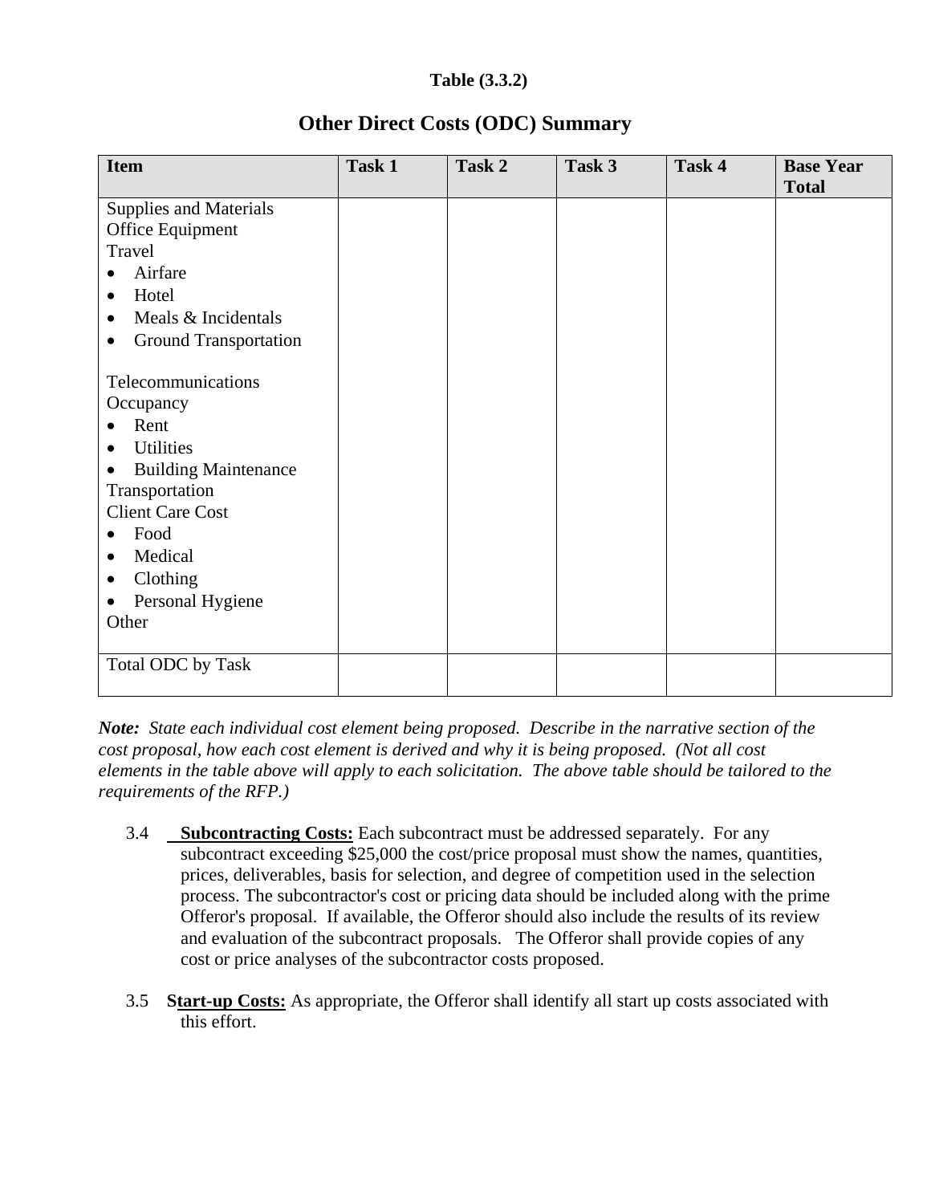**Table (3.3.2)**

## Other Direct Costs (ODC) Summary

| Item | Task 1 | Task 2 | Task 3 | Task 4 | Base Year Total |
|---|---|---|---|---|---|
| Supplies and Materials<br>Office Equipment<br>Travel<br>• Airfare<br>• Hotel<br>• Meals & Incidentals<br>• Ground Transportation<br><br>Telecommunications<br>Occupancy<br>• Rent<br>• Utilities<br>• Building Maintenance<br>Transportation<br>Client Care Cost<br>• Food<br>• Medical<br>• Clothing<br>• Personal Hygiene<br>Other | | | | | |
| Total ODC by Task | | | | | |

***Note:*** *State each individual cost element being proposed. Describe in the narrative section of the cost proposal, how each cost element is derived and why it is being proposed. (Not all cost elements in the table above will apply to each solicitation. The above table should be tailored to the requirements of the RFP.)*

3.4 **Subcontracting Costs:** Each subcontract must be addressed separately. For any subcontract exceeding $25,000 the cost/price proposal must show the names, quantities, prices, deliverables, basis for selection, and degree of competition used in the selection process. The subcontractor's cost or pricing data should be included along with the prime Offeror's proposal. If available, the Offeror should also include the results of its review and evaluation of the subcontract proposals. The Offeror shall provide copies of any cost or price analyses of the subcontractor costs proposed.

3.5 **Start-up Costs:** As appropriate, the Offeror shall identify all start up costs associated with this effort.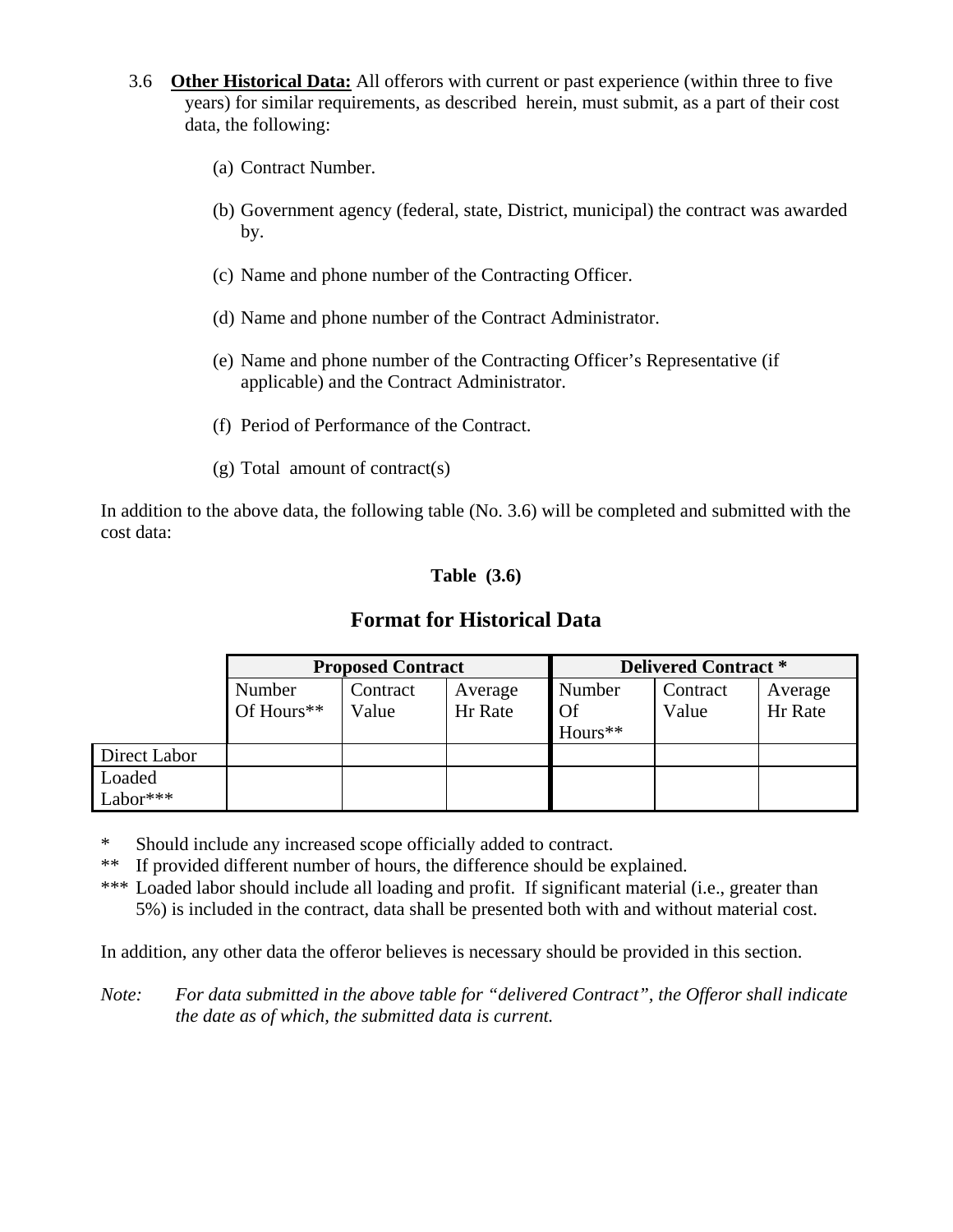3.6 **Other Historical Data:** All offerors with current or past experience (within three to five years) for similar requirements, as described herein, must submit, as a part of their cost data, the following:

(a) Contract Number.

(b) Government agency (federal, state, District, municipal) the contract was awarded by.

(c) Name and phone number of the Contracting Officer.

(d) Name and phone number of the Contract Administrator.

(e) Name and phone number of the Contracting Officer's Representative (if applicable) and the Contract Administrator.

(f) Period of Performance of the Contract.

(g) Total amount of contract(s)

In addition to the above data, the following table (No. 3.6) will be completed and submitted with the cost data:

**Table (3.6)**

## Format for Historical Data

| | Proposed Contract | | | Delivered Contract * | | |
|---|---|---|---|---|---|---|
| | Number Of Hours** | Contract Value | Average Hr Rate | Number Of Hours** | Contract Value | Average Hr Rate |
| Direct Labor | | | | | | |
| Loaded Labor*** | | | | | | |

\* Should include any increased scope officially added to contract.

** If provided different number of hours, the difference should be explained.

*** Loaded labor should include all loading and profit. If significant material (i.e., greater than 5%) is included in the contract, data shall be presented both with and without material cost.

In addition, any other data the offeror believes is necessary should be provided in this section.

*Note: For data submitted in the above table for "delivered Contract", the Offeror shall indicate the date as of which, the submitted data is current.*